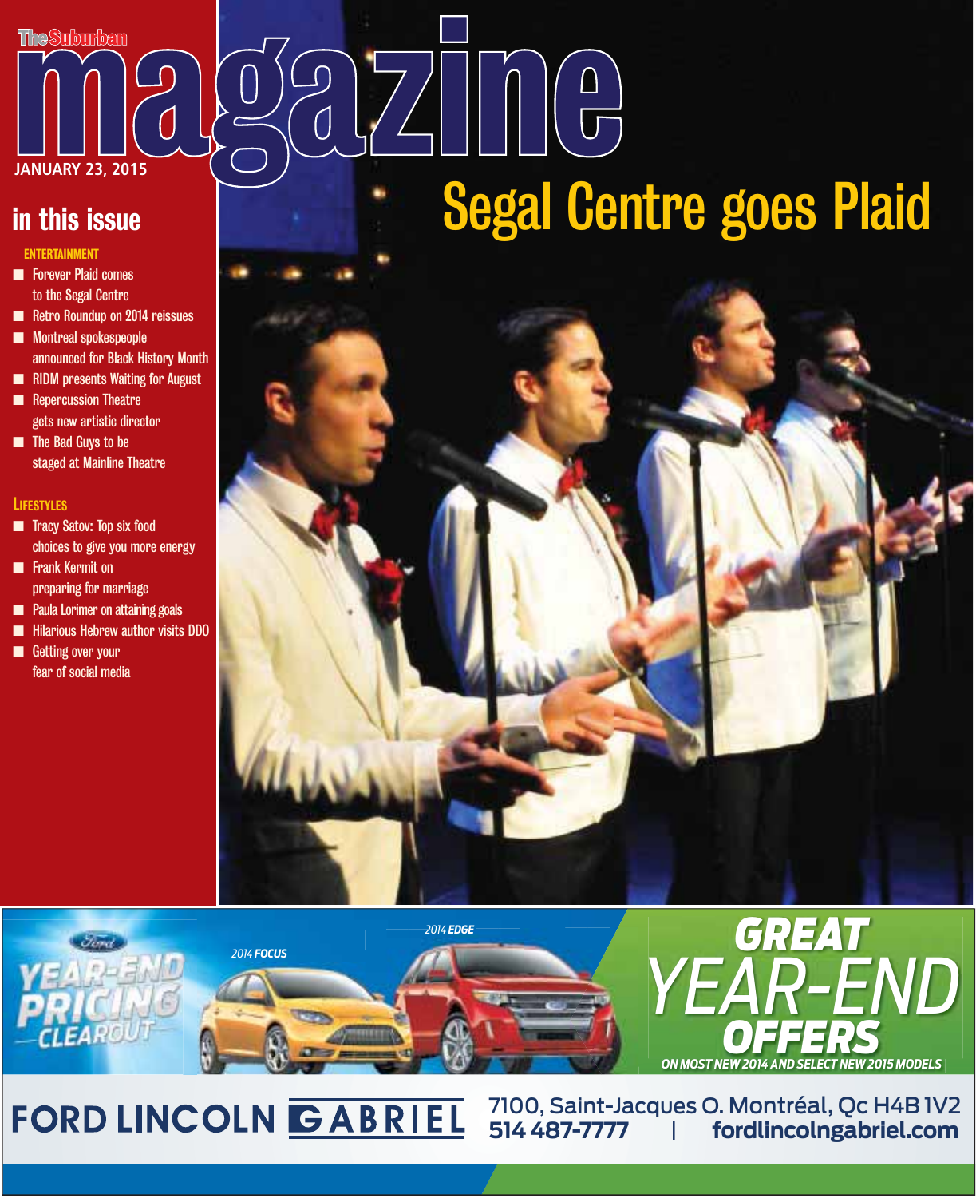The Suburban

# magazine

JANUARY 23, 2015

## in this issue

**ENTERTAINMENT**

- Forever Plaid comes to the Segal Centre
- Retro Roundup on 2014 reissues
- Montreal spokespeople announced for Black History Month
- RIDM presents Waiting for August
- Repercussion Theatre gets new artistic director
- The Bad Guys to be staged at Mainline Theatre

**LIFESTYLES**

- Tracy Satov: Top six food choices to give you more energy
- Frank Kermit on preparing for marriage
- Paula Lorimer on attaining goals
- Hilarious Hebrew author visits DDO
- Getting over your fear of social media

# Segal Centre goes Plaid

YEAR-END PRICING CLEAROUT

2014 FOCUS

2014 EDGE

GREAT YEAR-END OFFERS

ON MOST NEW 2014 AND SELECT NEW 2015 MODELS

FORD LINCOLN GABRIEL

7100, Saint-Jacques O. Montréal, Qc H4B 1V2

514 487-7777 | fordlincolngabriel.com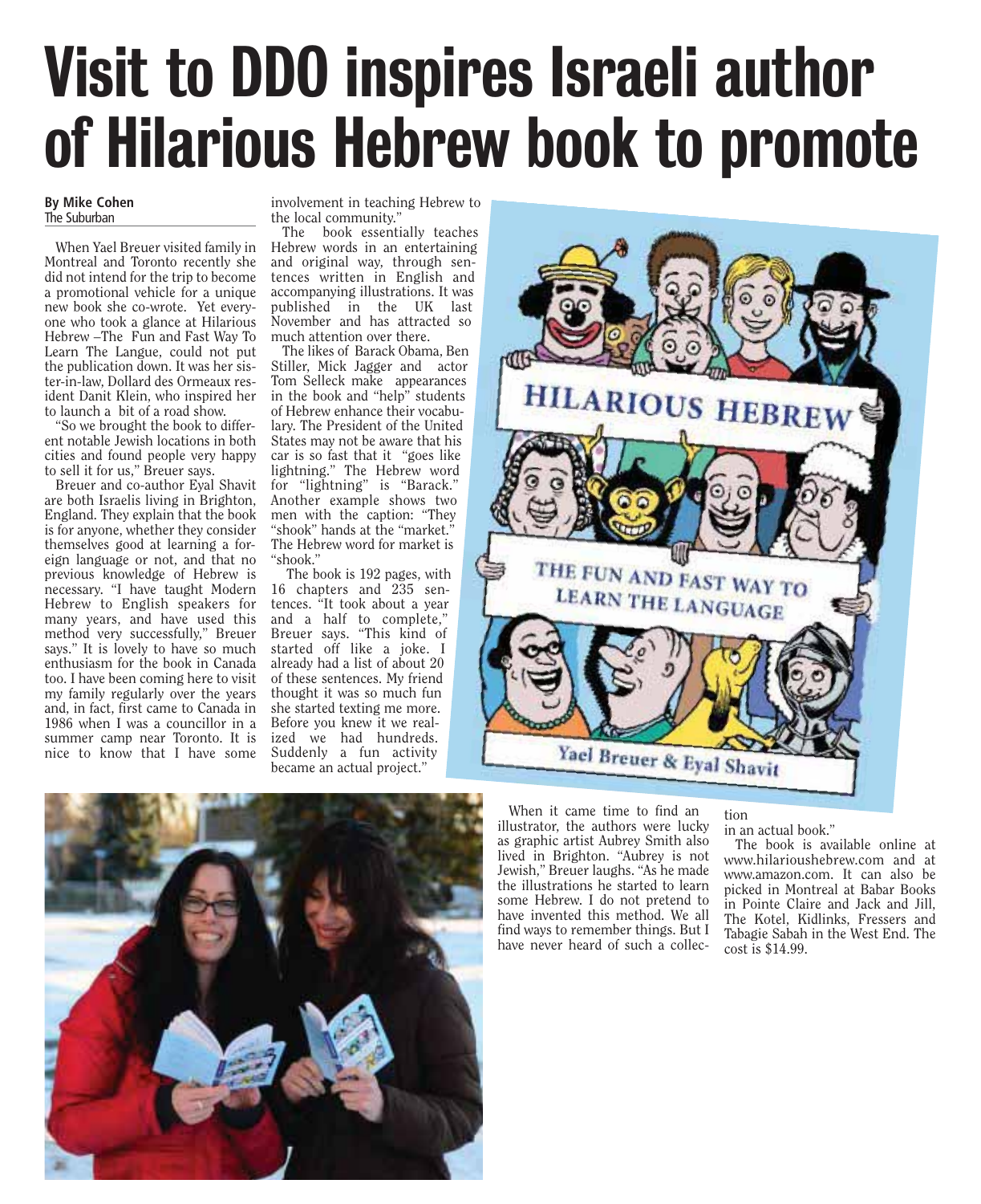# Visit to DDO inspires Israeli author of Hilarious Hebrew book to promote

**By Mike Cohen**
The Suburban

When Yael Breuer visited family in Montreal and Toronto recently she did not intend for the trip to become a promotional vehicle for a unique new book she co-wrote. Yet everyone who took a glance at Hilarious Hebrew –The Fun and Fast Way To Learn The Langue, could not put the publication down. It was her sister-in-law, Dollard des Ormeaux resident Danit Klein, who inspired her to launch a bit of a road show.

"So we brought the book to different notable Jewish locations in both cities and found people very happy to sell it for us," Breuer says.

Breuer and co-author Eyal Shavit are both Israelis living in Brighton, England. They explain that the book is for anyone, whether they consider themselves good at learning a foreign language or not, and that no previous knowledge of Hebrew is necessary. "I have taught Modern Hebrew to English speakers for many years, and have used this method very successfully," Breuer says." It is lovely to have so much enthusiasm for the book in Canada too. I have been coming here to visit my family regularly over the years and, in fact, first came to Canada in 1986 when I was a councillor in a summer camp near Toronto. It is nice to know that I have some involvement in teaching Hebrew to the local community."

The book essentially teaches Hebrew words in an entertaining and original way, through sentences written in English and accompanying illustrations. It was published in the UK last November and has attracted so much attention over there.

The likes of Barack Obama, Ben Stiller, Mick Jagger and actor Tom Selleck make appearances in the book and "help" students of Hebrew enhance their vocabulary. The President of the United States may not be aware that his car is so fast that it "goes like lightning." The Hebrew word for "lightning" is "Barack." Another example shows two men with the caption: "They "shook" hands at the "market." The Hebrew word for market is "shook."

The book is 192 pages, with 16 chapters and 235 sentences. "It took about a year and a half to complete," Breuer says. "This kind of started off like a joke. I already had a list of about 20 of these sentences. My friend thought it was so much fun she started texting me more. Before you knew it we realized we had hundreds. Suddenly a fun activity became an actual project."

When it came time to find an illustrator, the authors were lucky as graphic artist Aubrey Smith also lived in Brighton. "Aubrey is not Jewish," Breuer laughs. "As he made the illustrations he started to learn some Hebrew. I do not pretend to have invented this method. We all find ways to remember things. But I have never heard of such a collection in an actual book."

The book is available online at www.hilarioushebrew.com and at www.amazon.com. It can also be picked in Montreal at Babar Books in Pointe Claire and Jack and Jill, The Kotel, Kidlinks, Fressers and Tabagie Sabah in the West End. The cost is $14.99.